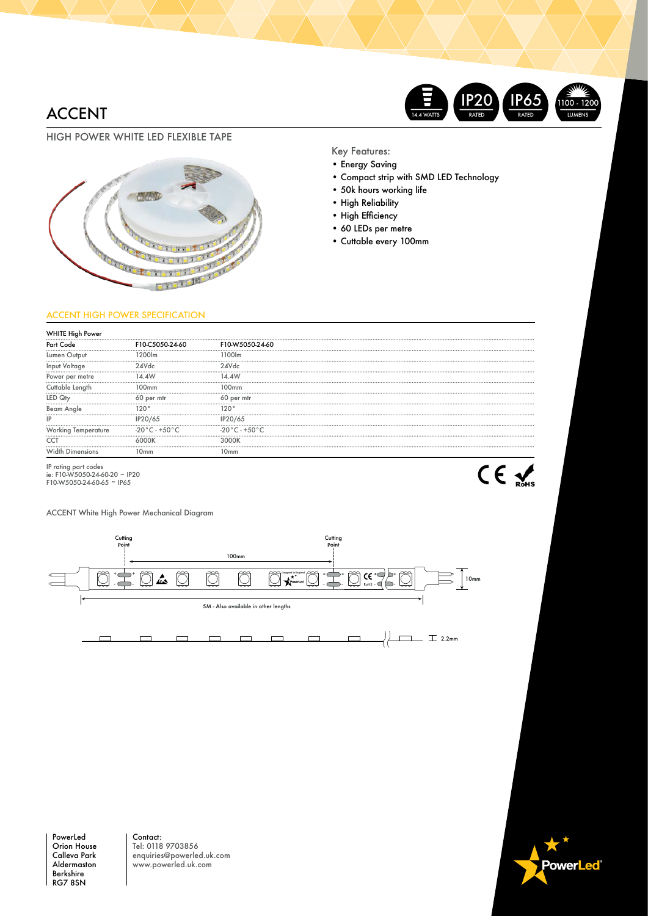# ACCENT

14.4 WATTS | IP20 RATED | IP65 RATED | 1100 - 1200 LUMENS

## HIGH POWER WHITE LED FLEXIBLE TAPE

Key Features:

- Energy Saving
- Compact strip with SMD LED Technology
- 50k hours working life
- High Reliability
- High Efficiency
- 60 LEDs per metre
- Cuttable every 100mm

## ACCENT HIGH POWER SPECIFICATION

| WHITE High Power | | |
|---|---|---|
| Part Code | F10-C5050-24-60 | F10-W5050-24-60 |
| Lumen Output | 1200lm | 1100lm |
| Input Voltage | 24Vdc | 24Vdc |
| Power per metre | 14.4W | 14.4W |
| Cuttable Length | 100mm | 100mm |
| LED Qty | 60 per mtr | 60 per mtr |
| Beam Angle | 120° | 120° |
| IP | IP20/65 | IP20/65 |
| Working Temperature | -20°C - +50°C | -20°C - +50°C |
| CCT | 6000K | 3000K |
| Width Dimensions | 10mm | 10mm |

IP rating part codes
ie: F10-W5050-24-60-20 ~ IP20
F10-W5050-24-60-65 ~ IP65

CE RoHS

ACCENT White High Power Mechanical Diagram

Cutting Point — 100mm — Cutting Point

10mm

5M - Also available in other lengths

2.2mm

PowerLed
Orion House
Calleva Park
Aldermaston
Berkshire
RG7 8SN

Contact:
Tel: 0118 9703856
enquiries@powerled.uk.com
www.powerled.uk.com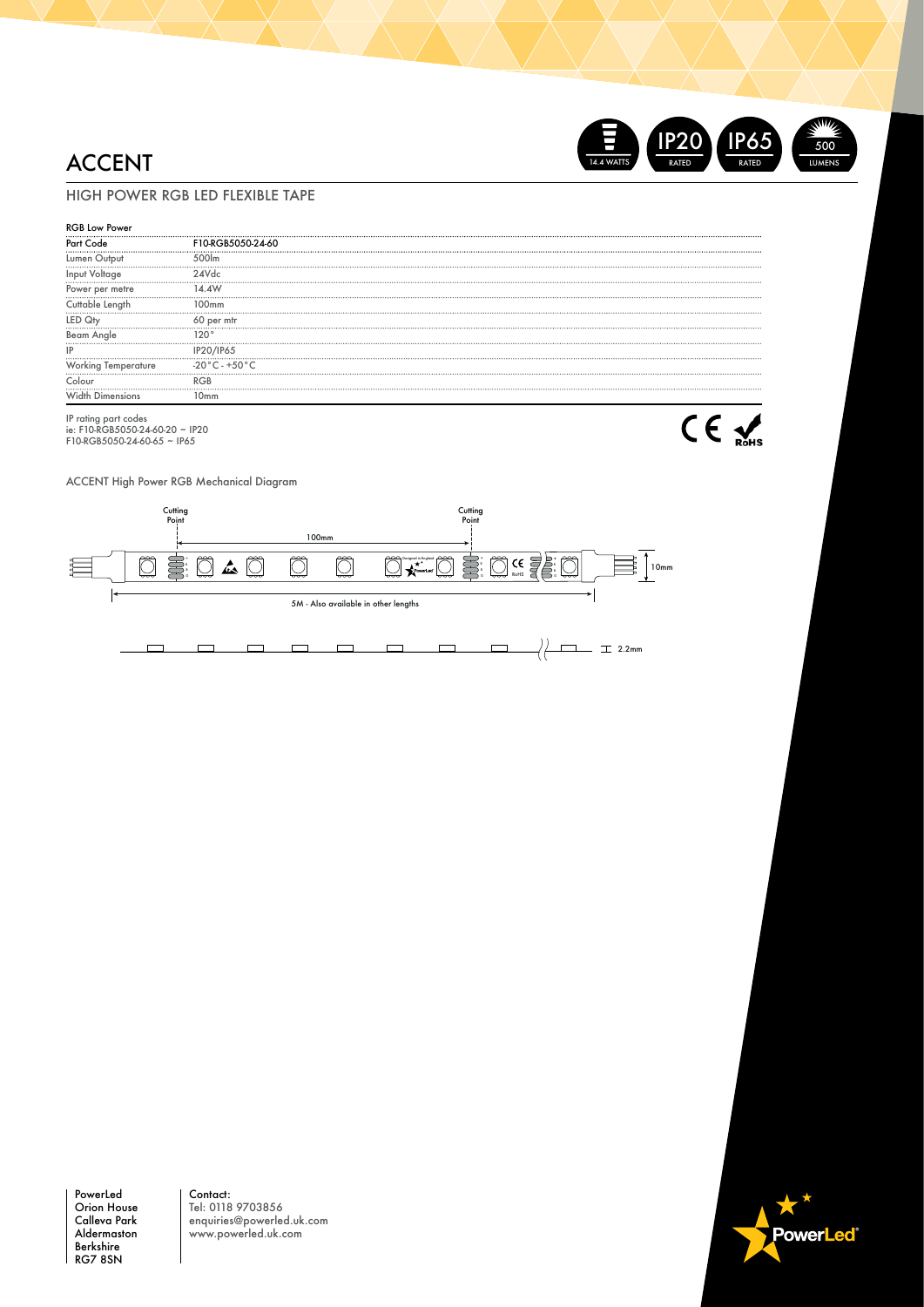# ACCENT

14.4 WATTS | IP20 RATED | IP65 RATED | 500 LUMENS

## HIGH POWER RGB LED FLEXIBLE TAPE

| RGB Low Power | |
|---|---|
| Part Code | F10-RGB5050-24-60 |
| Lumen Output | 500lm |
| Input Voltage | 24Vdc |
| Power per metre | 14.4W |
| Cuttable Length | 100mm |
| LED Qty | 60 per mtr |
| Beam Angle | 120° |
| IP | IP20/IP65 |
| Working Temperature | -20°C - +50°C |
| Colour | RGB |
| Width Dimensions | 10mm |

IP rating part codes
ie: F10-RGB5050-24-60-20 ~ IP20
F10-RGB5050-24-60-65 ~ IP65

CE RoHS

ACCENT High Power RGB Mechanical Diagram

Cutting Point
Cutting Point
100mm
10mm
5M - Also available in other lengths
2.2mm

PowerLed
Orion House
Calleva Park
Aldermaston
Berkshire
RG7 8SN

Contact:
Tel: 0118 9703856
enquiries@powerled.uk.com
www.powerled.uk.com